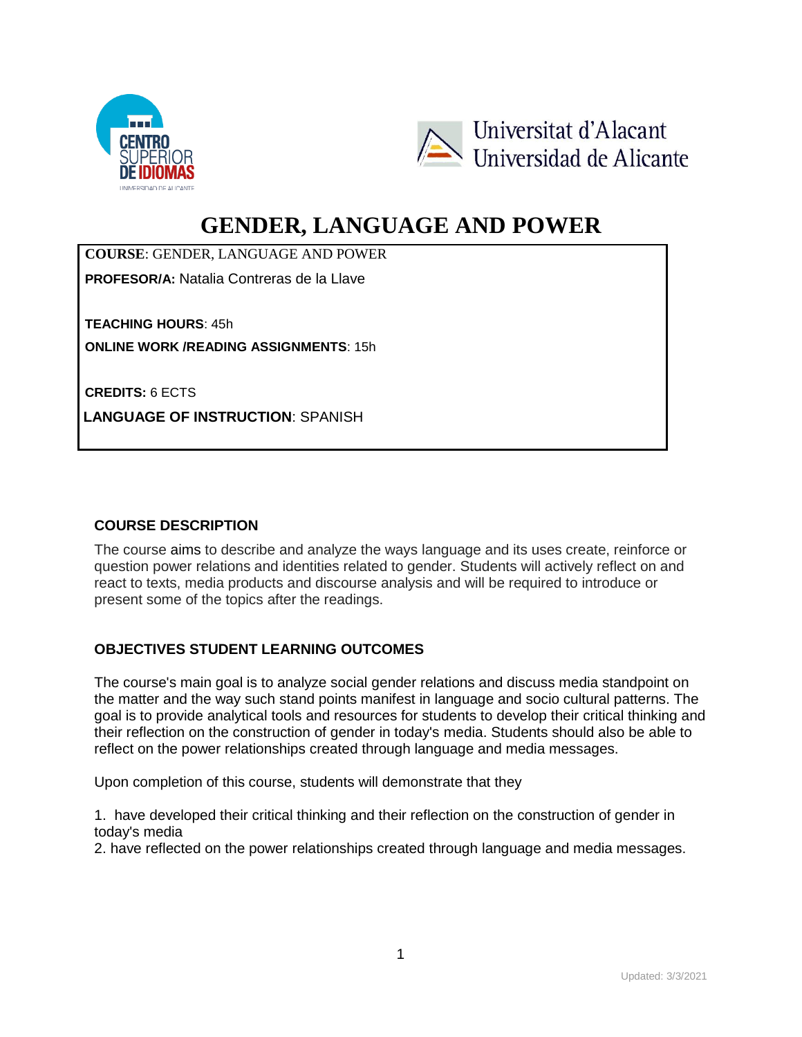# GENDER, LANGUAGE AND POWER

**COURSE**: GENDER, LANGUAGE AND POWER

**PROFESOR/A:** Natalia Contreras de la Llave

**TEACHING HOURS**: 45h

**ONLINE WORK /READING ASSIGNMENTS**: 15h

**CREDITS:** 6 ECTS

**LANGUAGE OF INSTRUCTION**: SPANISH

## COURSE DESCRIPTION

The course aims to describe and analyze the ways language and its uses create, reinforce or question power relations and identities related to gender. Students will actively reflect on and react to texts, media products and discourse analysis and will be required to introduce or present some of the topics after the readings.

## OBJECTIVES STUDENT LEARNING OUTCOMES

The course's main goal is to analyze social gender relations and discuss media standpoint on the matter and the way such stand points manifest in language and socio cultural patterns. The goal is to provide analytical tools and resources for students to develop their critical thinking and their reflection on the construction of gender in today's media. Students should also be able to reflect on the power relationships created through language and media messages.

Upon completion of this course, students will demonstrate that they

1. have developed their critical thinking and their reflection on the construction of gender in today's media
2. have reflected on the power relationships created through language and media messages.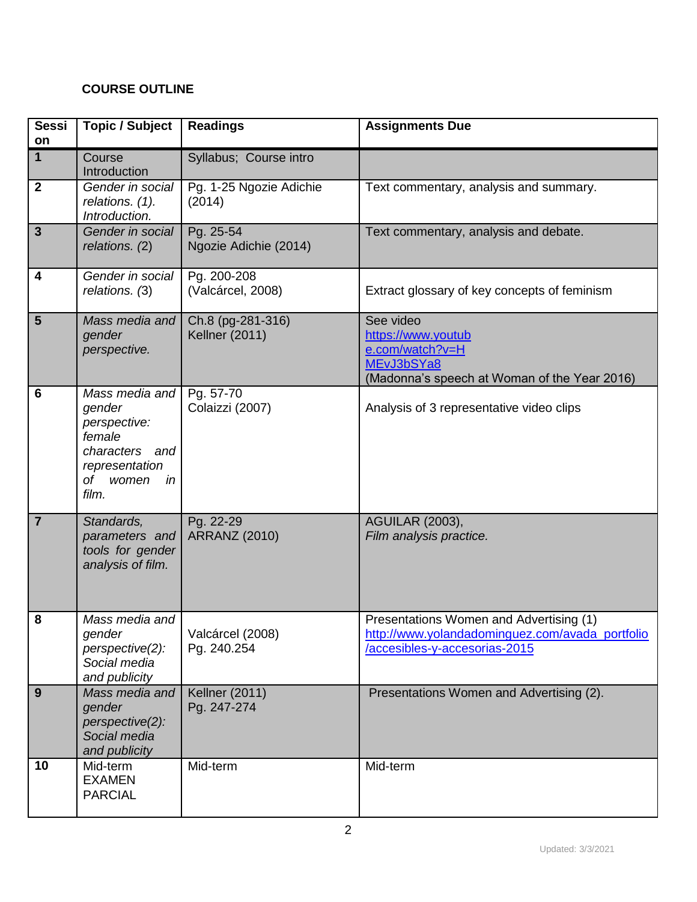**COURSE OUTLINE**

| Session | Topic / Subject | Readings | Assignments Due |
|---|---|---|---|
| **1** | Course Introduction | Syllabus; Course intro | |
| **2** | *Gender in social relations. (1). Introduction.* | Pg. 1-25 Ngozie Adichie (2014) | Text commentary, analysis and summary. |
| **3** | *Gender in social relations. (2)* | Pg. 25-54 Ngozie Adichie (2014) | Text commentary, analysis and debate. |
| **4** | *Gender in social relations. (3)* | Pg. 200-208 (Valcárcel, 2008) | Extract glossary of key concepts of feminism |
| **5** | *Mass media and gender perspective.* | Ch.8 (pg-281-316) Kellner (2011) | See video https://www.youtube.com/watch?v=HMEvJ3bSYa8 (Madonna's speech at Woman of the Year 2016) |
| **6** | *Mass media and gender perspective: female characters and representation of women in film.* | Pg. 57-70 Colaizzi (2007) | Analysis of 3 representative video clips |
| **7** | *Standards, parameters and tools for gender analysis of film.* | Pg. 22-29 ARRANZ (2010) | AGUILAR (2003), *Film analysis practice.* |
| **8** | *Mass media and gender perspective(2): Social media and publicity* | Valcárcel (2008) Pg. 240.254 | Presentations Women and Advertising (1) http://www.yolandadominguez.com/avada_portfolio/accesibles-y-accesorias-2015 |
| **9** | *Mass media and gender perspective(2): Social media and publicity* | Kellner (2011) Pg. 247-274 | Presentations Women and Advertising (2). |
| **10** | Mid-term EXAMEN PARCIAL | Mid-term | Mid-term |

Updated: 3/3/2021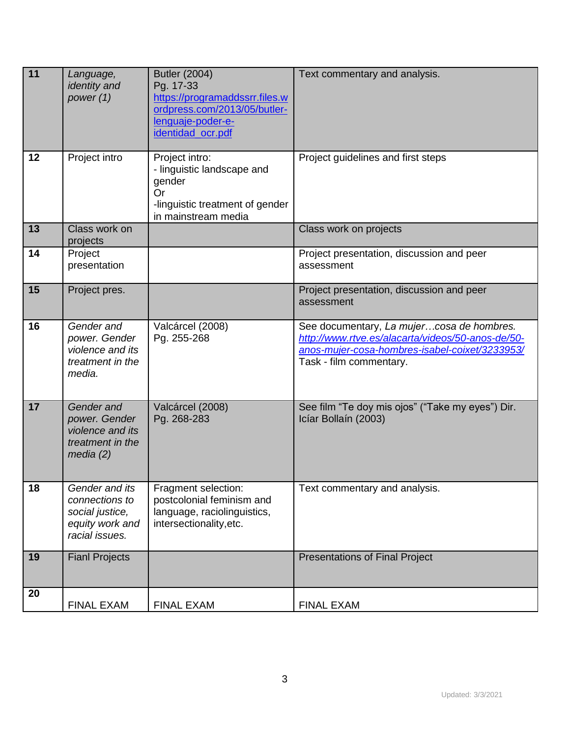| 11 | *Language, identity and power (1)* | Butler (2004) Pg. 17-33 [https://programaddssrr.files.wordpress.com/2013/05/butler-lenguaje-poder-e-identidad_ocr.pdf](https://programaddssrr.files.wordpress.com/2013/05/butler-lenguaje-poder-e-identidad_ocr.pdf) | Text commentary and analysis. |
|---|---|---|---|
| 12 | Project intro | Project intro:<br>- linguistic landscape and gender<br>Or<br>-linguistic treatment of gender in mainstream media | Project guidelines and first steps |
| 13 | Class work on projects | | Class work on projects |
| 14 | Project presentation | | Project presentation, discussion and peer assessment |
| 15 | Project pres. | | Project presentation, discussion and peer assessment |
| 16 | *Gender and power. Gender violence and its treatment in the media.* | Valcárcel (2008) Pg. 255-268 | See documentary, *La mujer…cosa de hombres.* [*http://www.rtve.es/alacarta/videos/50-anos-de/50-anos-mujer-cosa-hombres-isabel-coixet/3233953/*](http://www.rtve.es/alacarta/videos/50-anos-de/50-anos-mujer-cosa-hombres-isabel-coixet/3233953/)<br>Task - film commentary. |
| 17 | *Gender and power. Gender violence and its treatment in the media (2)* | Valcárcel (2008) Pg. 268-283 | See film "Te doy mis ojos" ("Take my eyes") Dir. Icíar Bollaín (2003) |
| 18 | *Gender and its connections to social justice, equity work and racial issues.* | Fragment selection: postcolonial feminism and language, raciolinguistics, intersectionality,etc. | Text commentary and analysis. |
| 19 | Fianl Projects | | Presentations of Final Project |
| 20 | FINAL EXAM | FINAL EXAM | FINAL EXAM |

Updated: 3/3/2021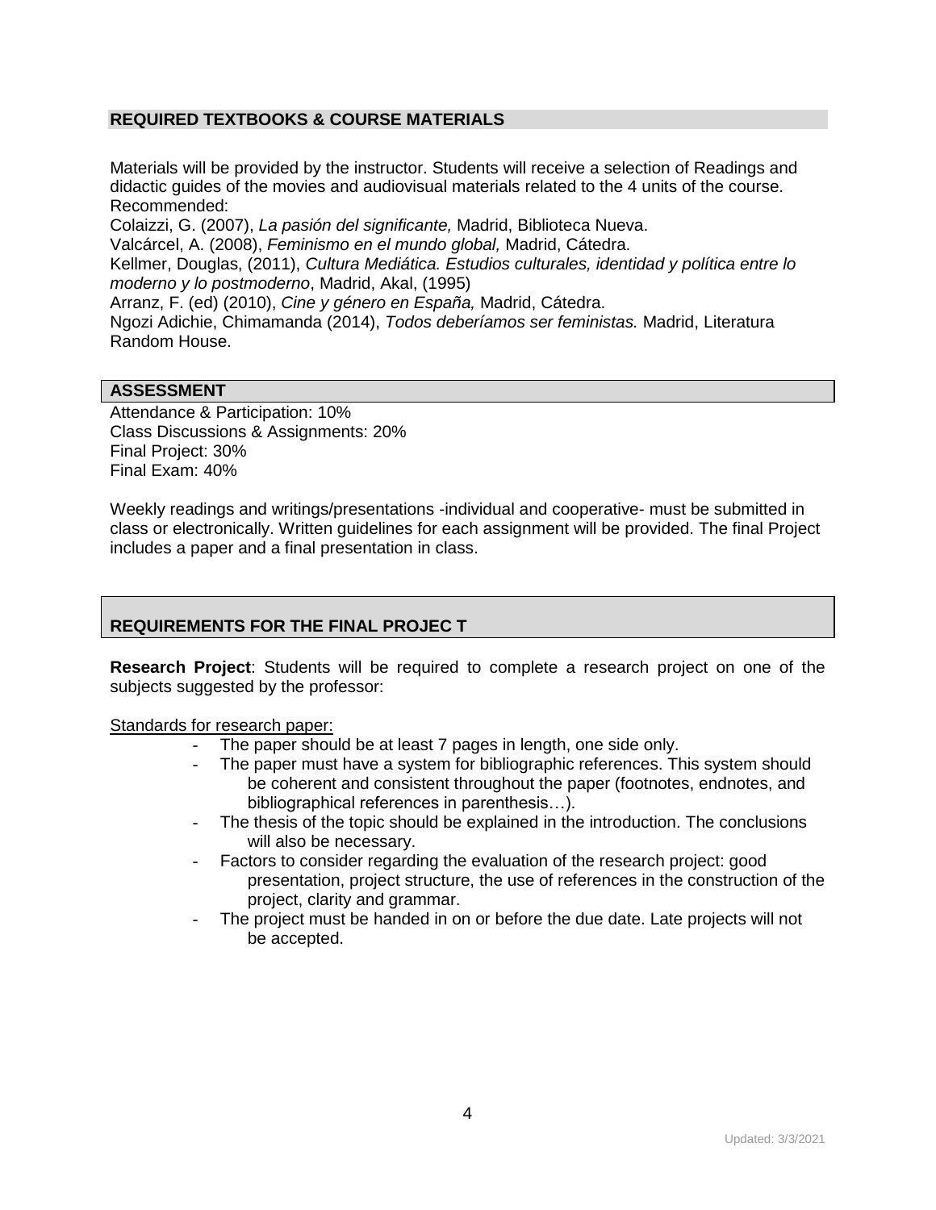## REQUIRED TEXTBOOKS & COURSE MATERIALS

Materials will be provided by the instructor. Students will receive a selection of Readings and didactic guides of the movies and audiovisual materials related to the 4 units of the course. Recommended:
Colaizzi, G. (2007), *La pasión del significante,* Madrid, Biblioteca Nueva.
Valcárcel, A. (2008), *Feminismo en el mundo global,* Madrid, Cátedra.
Kellmer, Douglas, (2011), *Cultura Mediática. Estudios culturales, identidad y política entre lo moderno y lo postmoderno*, Madrid, Akal, (1995)
Arranz, F. (ed) (2010), *Cine y género en España,* Madrid, Cátedra.
Ngozi Adichie, Chimamanda (2014), *Todos deberíamos ser feministas.* Madrid, Literatura Random House.

## ASSESSMENT

Attendance & Participation: 10%
Class Discussions & Assignments: 20%
Final Project: 30%
Final Exam: 40%

Weekly readings and writings/presentations -individual and cooperative- must be submitted in class or electronically. Written guidelines for each assignment will be provided. The final Project includes a paper and a final presentation in class.

## REQUIREMENTS FOR THE FINAL PROJEC T

**Research Project**: Students will be required to complete a research project on one of the subjects suggested by the professor:

Standards for research paper:

- The paper should be at least 7 pages in length, one side only.
- The paper must have a system for bibliographic references. This system should be coherent and consistent throughout the paper (footnotes, endnotes, and bibliographical references in parenthesis…).
- The thesis of the topic should be explained in the introduction. The conclusions will also be necessary.
- Factors to consider regarding the evaluation of the research project: good presentation, project structure, the use of references in the construction of the project, clarity and grammar.
- The project must be handed in on or before the due date. Late projects will not be accepted.